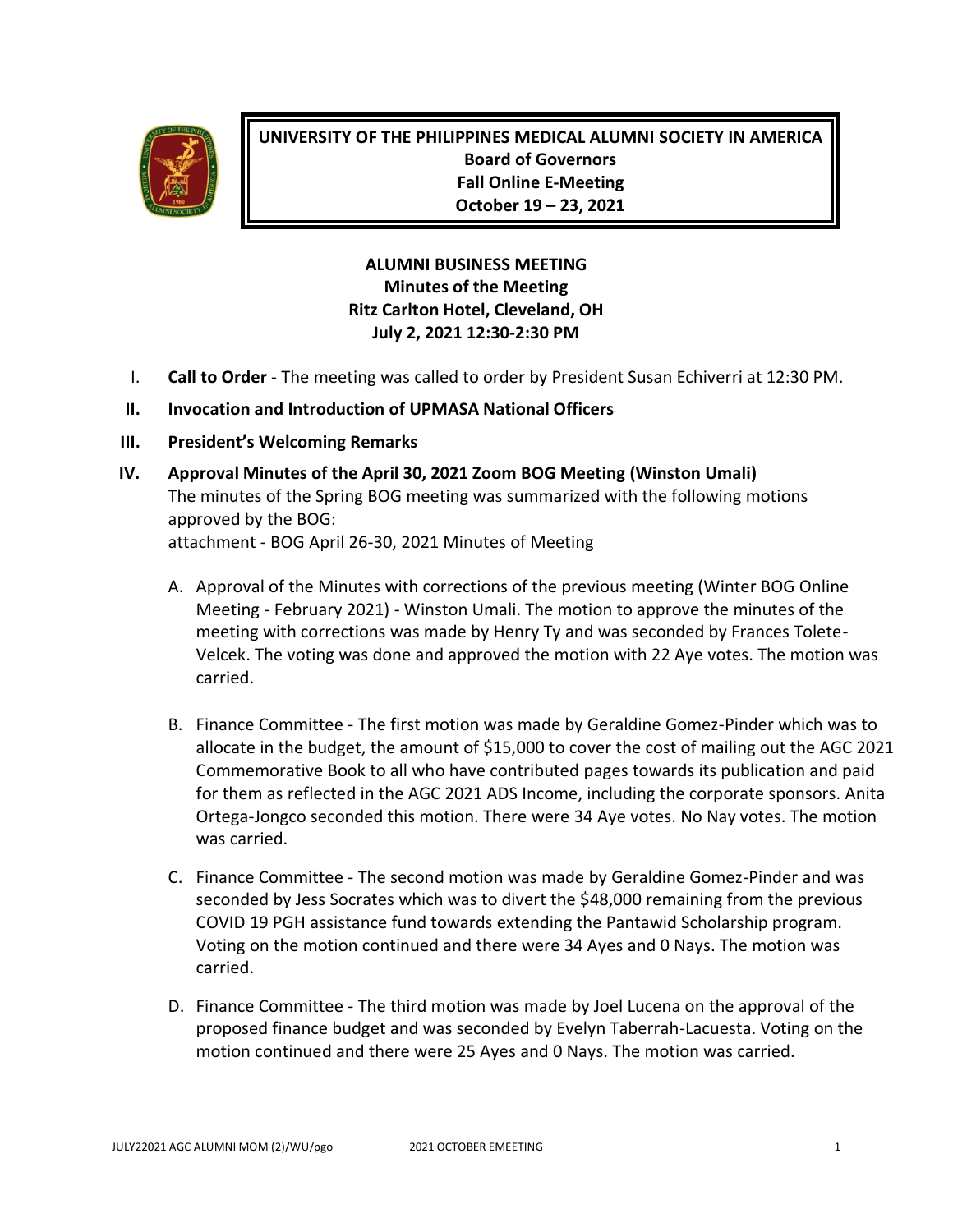**UNIVERSITY OF THE PHILIPPINES MEDICAL ALUMNI SOCIETY IN AMERICA**
**Board of Governors**
**Fall Online E-Meeting**
**October 19 – 23, 2021**

## ALUMNI BUSINESS MEETING
### Minutes of the Meeting
### Ritz Carlton Hotel, Cleveland, OH
### July 2, 2021 12:30-2:30 PM

I. **Call to Order** - The meeting was called to order by President Susan Echiverri at 12:30 PM.

II. **Invocation and Introduction of UPMASA National Officers**

III. **President's Welcoming Remarks**

IV. **Approval Minutes of the April 30, 2021 Zoom BOG Meeting (Winston Umali)**
The minutes of the Spring BOG meeting was summarized with the following motions approved by the BOG:
attachment - BOG April 26-30, 2021 Minutes of Meeting

A. Approval of the Minutes with corrections of the previous meeting (Winter BOG Online Meeting - February 2021) - Winston Umali. The motion to approve the minutes of the meeting with corrections was made by Henry Ty and was seconded by Frances Tolete-Velcek. The voting was done and approved the motion with 22 Aye votes. The motion was carried.

B. Finance Committee - The first motion was made by Geraldine Gomez-Pinder which was to allocate in the budget, the amount of $15,000 to cover the cost of mailing out the AGC 2021 Commemorative Book to all who have contributed pages towards its publication and paid for them as reflected in the AGC 2021 ADS Income, including the corporate sponsors. Anita Ortega-Jongco seconded this motion. There were 34 Aye votes. No Nay votes. The motion was carried.

C. Finance Committee - The second motion was made by Geraldine Gomez-Pinder and was seconded by Jess Socrates which was to divert the $48,000 remaining from the previous COVID 19 PGH assistance fund towards extending the Pantawid Scholarship program. Voting on the motion continued and there were 34 Ayes and 0 Nays. The motion was carried.

D. Finance Committee - The third motion was made by Joel Lucena on the approval of the proposed finance budget and was seconded by Evelyn Taberrah-Lacuesta. Voting on the motion continued and there were 25 Ayes and 0 Nays. The motion was carried.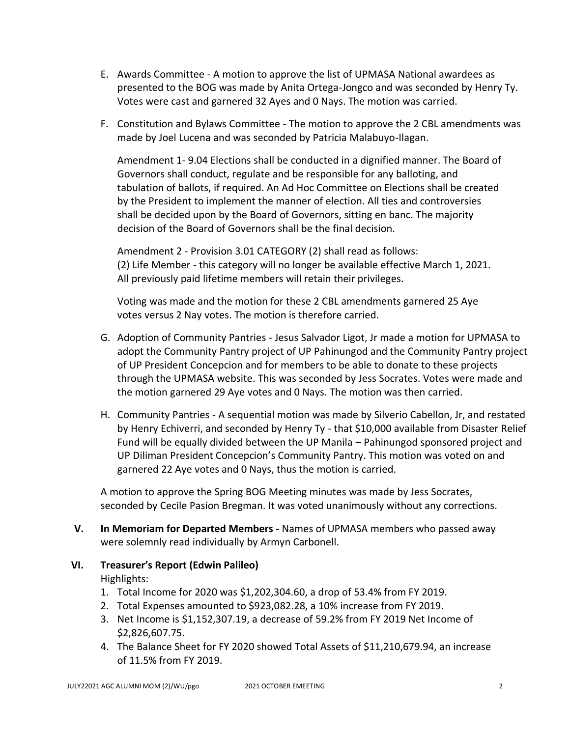E. Awards Committee - A motion to approve the list of UPMASA National awardees as presented to the BOG was made by Anita Ortega-Jongco and was seconded by Henry Ty. Votes were cast and garnered 32 Ayes and 0 Nays. The motion was carried.

F. Constitution and Bylaws Committee - The motion to approve the 2 CBL amendments was made by Joel Lucena and was seconded by Patricia Malabuyo-Ilagan.

   Amendment 1- 9.04 Elections shall be conducted in a dignified manner. The Board of Governors shall conduct, regulate and be responsible for any balloting, and tabulation of ballots, if required. An Ad Hoc Committee on Elections shall be created by the President to implement the manner of election. All ties and controversies shall be decided upon by the Board of Governors, sitting en banc. The majority decision of the Board of Governors shall be the final decision.

   Amendment 2 - Provision 3.01 CATEGORY (2) shall read as follows:
   (2) Life Member - this category will no longer be available effective March 1, 2021. All previously paid lifetime members will retain their privileges.

   Voting was made and the motion for these 2 CBL amendments garnered 25 Aye votes versus 2 Nay votes. The motion is therefore carried.

G. Adoption of Community Pantries - Jesus Salvador Ligot, Jr made a motion for UPMASA to adopt the Community Pantry project of UP Pahinungod and the Community Pantry project of UP President Concepcion and for members to be able to donate to these projects through the UPMASA website. This was seconded by Jess Socrates. Votes were made and the motion garnered 29 Aye votes and 0 Nays. The motion was then carried.

H. Community Pantries - A sequential motion was made by Silverio Cabellon, Jr, and restated by Henry Echiverri, and seconded by Henry Ty - that $10,000 available from Disaster Relief Fund will be equally divided between the UP Manila – Pahinungod sponsored project and UP Diliman President Concepcion's Community Pantry. This motion was voted on and garnered 22 Aye votes and 0 Nays, thus the motion is carried.

A motion to approve the Spring BOG Meeting minutes was made by Jess Socrates, seconded by Cecile Pasion Bregman. It was voted unanimously without any corrections.

**V. In Memoriam for Departed Members -** Names of UPMASA members who passed away were solemnly read individually by Armyn Carbonell.

**VI. Treasurer's Report (Edwin Palileo)**

Highlights:

1. Total Income for 2020 was $1,202,304.60, a drop of 53.4% from FY 2019.
2. Total Expenses amounted to $923,082.28, a 10% increase from FY 2019.
3. Net Income is $1,152,307.19, a decrease of 59.2% from FY 2019 Net Income of $2,826,607.75.
4. The Balance Sheet for FY 2020 showed Total Assets of $11,210,679.94, an increase of 11.5% from FY 2019.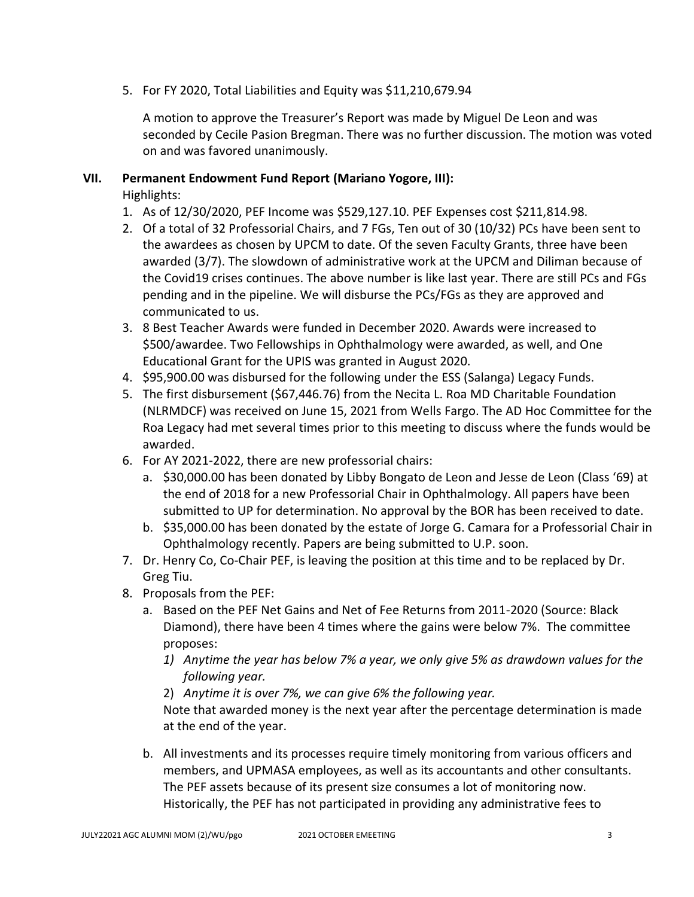5. For FY 2020, Total Liabilities and Equity was $11,210,679.94

   A motion to approve the Treasurer's Report was made by Miguel De Leon and was seconded by Cecile Pasion Bregman. There was no further discussion. The motion was voted on and was favored unanimously.

## VII. Permanent Endowment Fund Report (Mariano Yogore, III):

Highlights:

1. As of 12/30/2020, PEF Income was $529,127.10. PEF Expenses cost $211,814.98.
2. Of a total of 32 Professorial Chairs, and 7 FGs, Ten out of 30 (10/32) PCs have been sent to the awardees as chosen by UPCM to date. Of the seven Faculty Grants, three have been awarded (3/7). The slowdown of administrative work at the UPCM and Diliman because of the Covid19 crises continues. The above number is like last year. There are still PCs and FGs pending and in the pipeline. We will disburse the PCs/FGs as they are approved and communicated to us.
3. 8 Best Teacher Awards were funded in December 2020. Awards were increased to $500/awardee. Two Fellowships in Ophthalmology were awarded, as well, and One Educational Grant for the UPIS was granted in August 2020.
4. $95,900.00 was disbursed for the following under the ESS (Salanga) Legacy Funds.
5. The first disbursement ($67,446.76) from the Necita L. Roa MD Charitable Foundation (NLRMDCF) was received on June 15, 2021 from Wells Fargo. The AD Hoc Committee for the Roa Legacy had met several times prior to this meeting to discuss where the funds would be awarded.
6. For AY 2021-2022, there are new professorial chairs:
   a. $30,000.00 has been donated by Libby Bongato de Leon and Jesse de Leon (Class '69) at the end of 2018 for a new Professorial Chair in Ophthalmology. All papers have been submitted to UP for determination. No approval by the BOR has been received to date.
   b. $35,000.00 has been donated by the estate of Jorge G. Camara for a Professorial Chair in Ophthalmology recently. Papers are being submitted to U.P. soon.
7. Dr. Henry Co, Co-Chair PEF, is leaving the position at this time and to be replaced by Dr. Greg Tiu.
8. Proposals from the PEF:
   a. Based on the PEF Net Gains and Net of Fee Returns from 2011-2020 (Source: Black Diamond), there have been 4 times where the gains were below 7%. The committee proposes:
      1) *Anytime the year has below 7% a year, we only give 5% as drawdown values for the following year.*
      2) *Anytime it is over 7%, we can give 6% the following year.*

      Note that awarded money is the next year after the percentage determination is made at the end of the year.

   b. All investments and its processes require timely monitoring from various officers and members, and UPMASA employees, as well as its accountants and other consultants. The PEF assets because of its present size consumes a lot of monitoring now. Historically, the PEF has not participated in providing any administrative fees to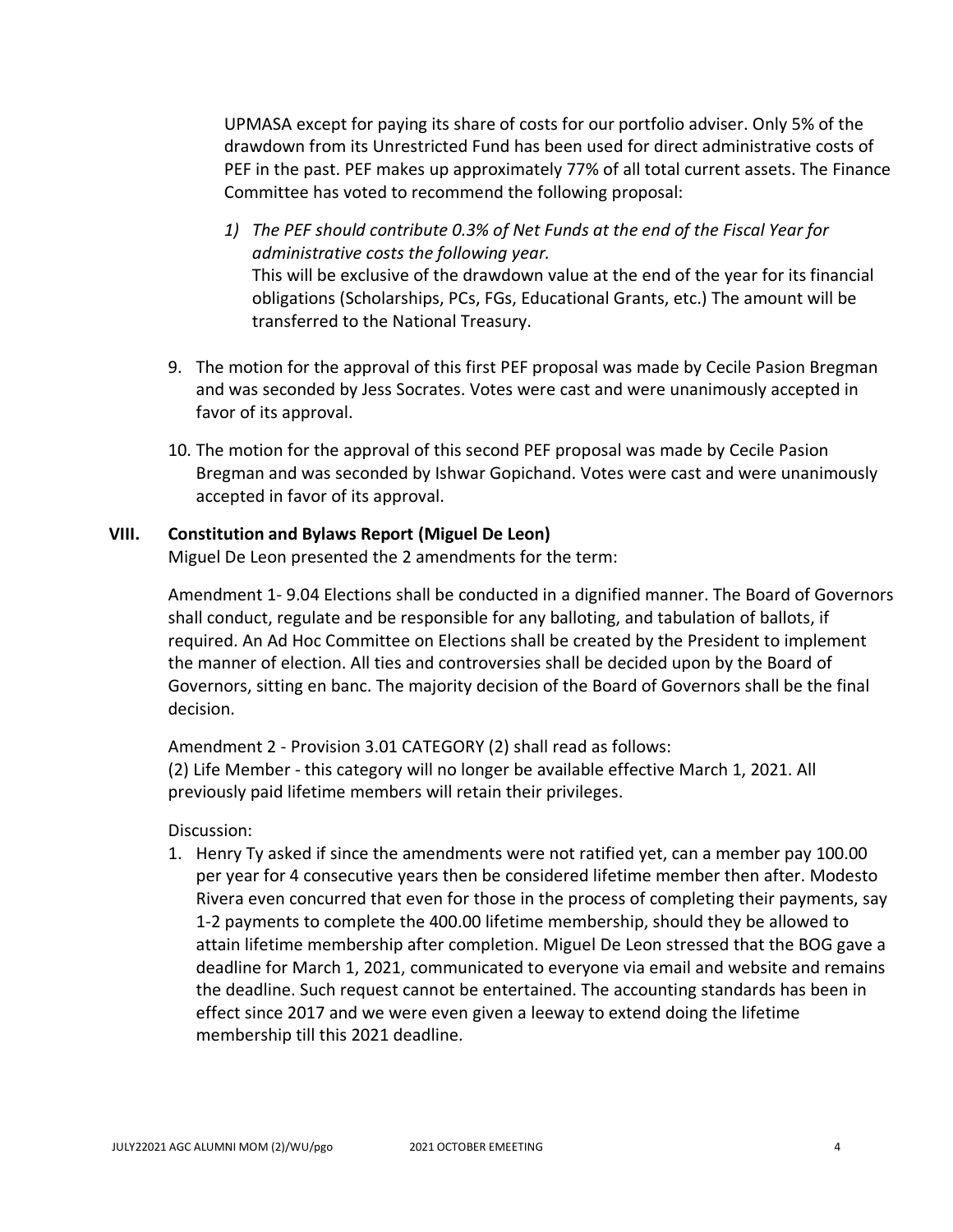UPMASA except for paying its share of costs for our portfolio adviser. Only 5% of the drawdown from its Unrestricted Fund has been used for direct administrative costs of PEF in the past. PEF makes up approximately 77% of all total current assets. The Finance Committee has voted to recommend the following proposal:

1) *The PEF should contribute 0.3% of Net Funds at the end of the Fiscal Year for administrative costs the following year.*
   This will be exclusive of the drawdown value at the end of the year for its financial obligations (Scholarships, PCs, FGs, Educational Grants, etc.) The amount will be transferred to the National Treasury.

9. The motion for the approval of this first PEF proposal was made by Cecile Pasion Bregman and was seconded by Jess Socrates. Votes were cast and were unanimously accepted in favor of its approval.

10. The motion for the approval of this second PEF proposal was made by Cecile Pasion Bregman and was seconded by Ishwar Gopichand. Votes were cast and were unanimously accepted in favor of its approval.

## VIII. Constitution and Bylaws Report (Miguel De Leon)

Miguel De Leon presented the 2 amendments for the term:

Amendment 1- 9.04 Elections shall be conducted in a dignified manner. The Board of Governors shall conduct, regulate and be responsible for any balloting, and tabulation of ballots, if required. An Ad Hoc Committee on Elections shall be created by the President to implement the manner of election. All ties and controversies shall be decided upon by the Board of Governors, sitting en banc. The majority decision of the Board of Governors shall be the final decision.

Amendment 2 - Provision 3.01 CATEGORY (2) shall read as follows:
(2) Life Member - this category will no longer be available effective March 1, 2021. All previously paid lifetime members will retain their privileges.

Discussion:

1. Henry Ty asked if since the amendments were not ratified yet, can a member pay 100.00 per year for 4 consecutive years then be considered lifetime member then after. Modesto Rivera even concurred that even for those in the process of completing their payments, say 1-2 payments to complete the 400.00 lifetime membership, should they be allowed to attain lifetime membership after completion. Miguel De Leon stressed that the BOG gave a deadline for March 1, 2021, communicated to everyone via email and website and remains the deadline. Such request cannot be entertained. The accounting standards has been in effect since 2017 and we were even given a leeway to extend doing the lifetime membership till this 2021 deadline.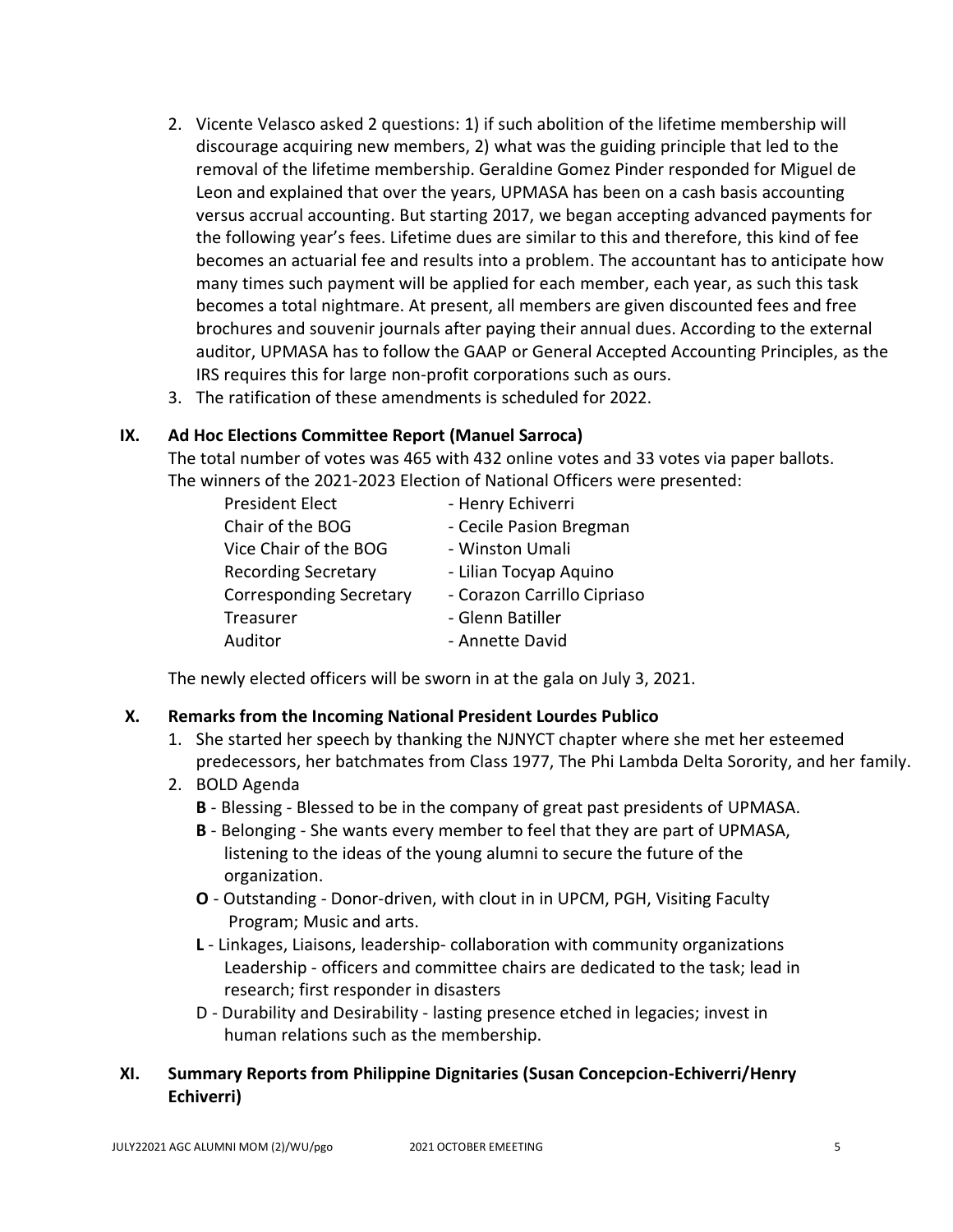2. Vicente Velasco asked 2 questions: 1) if such abolition of the lifetime membership will discourage acquiring new members, 2) what was the guiding principle that led to the removal of the lifetime membership. Geraldine Gomez Pinder responded for Miguel de Leon and explained that over the years, UPMASA has been on a cash basis accounting versus accrual accounting. But starting 2017, we began accepting advanced payments for the following year's fees. Lifetime dues are similar to this and therefore, this kind of fee becomes an actuarial fee and results into a problem. The accountant has to anticipate how many times such payment will be applied for each member, each year, as such this task becomes a total nightmare. At present, all members are given discounted fees and free brochures and souvenir journals after paying their annual dues. According to the external auditor, UPMASA has to follow the GAAP or General Accepted Accounting Principles, as the IRS requires this for large non-profit corporations such as ours.
3. The ratification of these amendments is scheduled for 2022.

## IX. Ad Hoc Elections Committee Report (Manuel Sarroca)

The total number of votes was 465 with 432 online votes and 33 votes via paper ballots. The winners of the 2021-2023 Election of National Officers were presented:

| | |
|---|---|
| President Elect | - Henry Echiverri |
| Chair of the BOG | - Cecile Pasion Bregman |
| Vice Chair of the BOG | - Winston Umali |
| Recording Secretary | - Lilian Tocyap Aquino |
| Corresponding Secretary | - Corazon Carrillo Cipriaso |
| Treasurer | - Glenn Batiller |
| Auditor | - Annette David |

The newly elected officers will be sworn in at the gala on July 3, 2021.

## X. Remarks from the Incoming National President Lourdes Publico

1. She started her speech by thanking the NJNYCT chapter where she met her esteemed predecessors, her batchmates from Class 1977, The Phi Lambda Delta Sorority, and her family.
2. BOLD Agenda
   - **B** - Blessing - Blessed to be in the company of great past presidents of UPMASA.
   - **B** - Belonging - She wants every member to feel that they are part of UPMASA, listening to the ideas of the young alumni to secure the future of the organization.
   - **O** - Outstanding - Donor-driven, with clout in in UPCM, PGH, Visiting Faculty Program; Music and arts.
   - **L** - Linkages, Liaisons, leadership- collaboration with community organizations Leadership - officers and committee chairs are dedicated to the task; lead in research; first responder in disasters
   - D - Durability and Desirability - lasting presence etched in legacies; invest in human relations such as the membership.

## XI. Summary Reports from Philippine Dignitaries (Susan Concepcion-Echiverri/Henry Echiverri)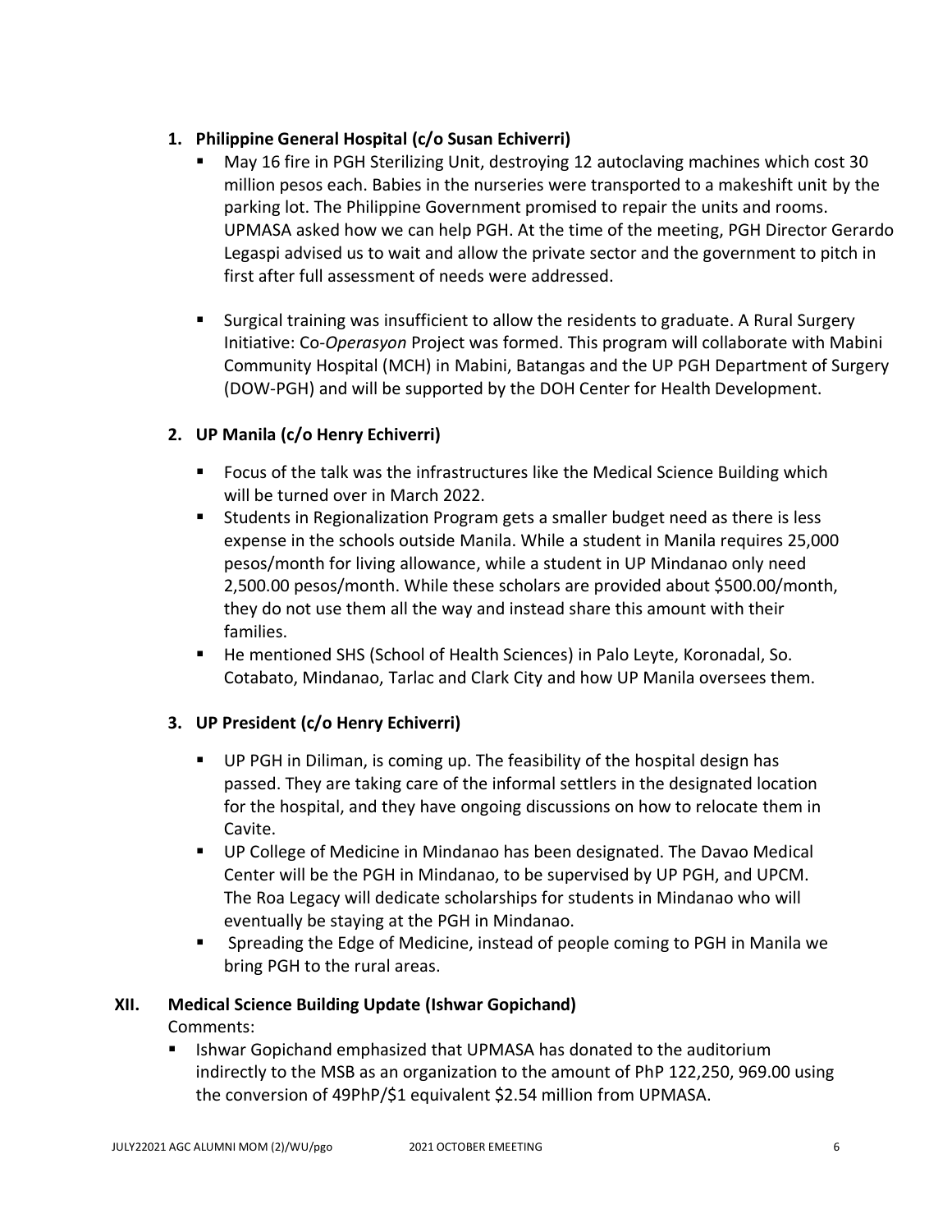1. **Philippine General Hospital (c/o Susan Echiverri)**
   - May 16 fire in PGH Sterilizing Unit, destroying 12 autoclaving machines which cost 30 million pesos each. Babies in the nurseries were transported to a makeshift unit by the parking lot. The Philippine Government promised to repair the units and rooms. UPMASA asked how we can help PGH. At the time of the meeting, PGH Director Gerardo Legaspi advised us to wait and allow the private sector and the government to pitch in first after full assessment of needs were addressed.
   - Surgical training was insufficient to allow the residents to graduate. A Rural Surgery Initiative: Co-*Operasyon* Project was formed. This program will collaborate with Mabini Community Hospital (MCH) in Mabini, Batangas and the UP PGH Department of Surgery (DOW-PGH) and will be supported by the DOH Center for Health Development.

2. **UP Manila (c/o Henry Echiverri)**
   - Focus of the talk was the infrastructures like the Medical Science Building which will be turned over in March 2022.
   - Students in Regionalization Program gets a smaller budget need as there is less expense in the schools outside Manila. While a student in Manila requires 25,000 pesos/month for living allowance, while a student in UP Mindanao only need 2,500.00 pesos/month. While these scholars are provided about $500.00/month, they do not use them all the way and instead share this amount with their families.
   - He mentioned SHS (School of Health Sciences) in Palo Leyte, Koronadal, So. Cotabato, Mindanao, Tarlac and Clark City and how UP Manila oversees them.

3. **UP President (c/o Henry Echiverri)**
   - UP PGH in Diliman, is coming up. The feasibility of the hospital design has passed. They are taking care of the informal settlers in the designated location for the hospital, and they have ongoing discussions on how to relocate them in Cavite.
   - UP College of Medicine in Mindanao has been designated. The Davao Medical Center will be the PGH in Mindanao, to be supervised by UP PGH, and UPCM. The Roa Legacy will dedicate scholarships for students in Mindanao who will eventually be staying at the PGH in Mindanao.
   - Spreading the Edge of Medicine, instead of people coming to PGH in Manila we bring PGH to the rural areas.

## XII. Medical Science Building Update (Ishwar Gopichand)

Comments:

- Ishwar Gopichand emphasized that UPMASA has donated to the auditorium indirectly to the MSB as an organization to the amount of PhP 122,250, 969.00 using the conversion of 49PhP/$1 equivalent $2.54 million from UPMASA.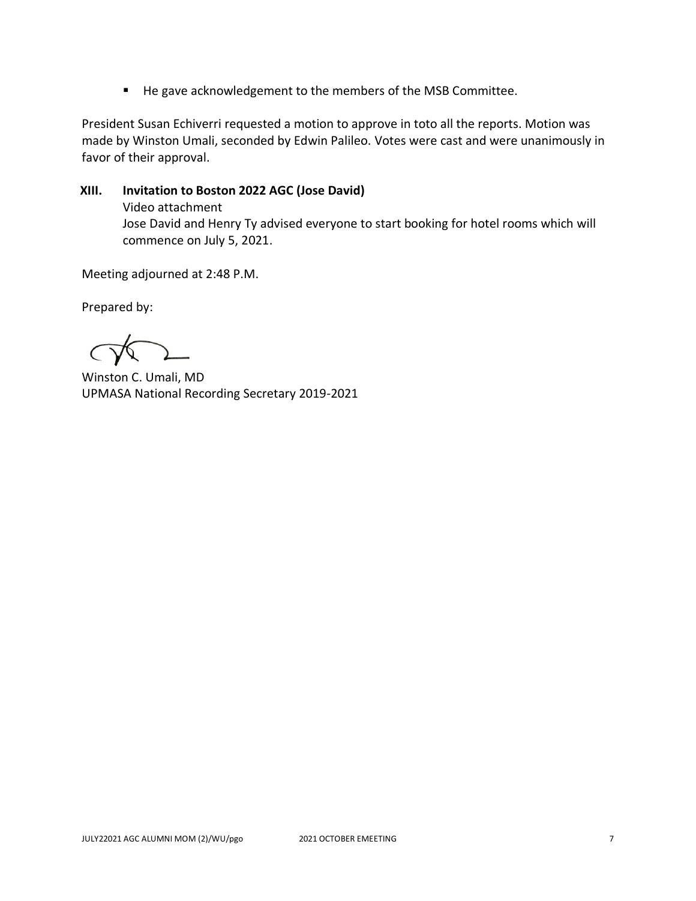- He gave acknowledgement to the members of the MSB Committee.

President Susan Echiverri requested a motion to approve in toto all the reports. Motion was made by Winston Umali, seconded by Edwin Palileo. Votes were cast and were unanimously in favor of their approval.

**XIII. Invitation to Boston 2022 AGC (Jose David)**

Video attachment

Jose David and Henry Ty advised everyone to start booking for hotel rooms which will commence on July 5, 2021.

Meeting adjourned at 2:48 P.M.

Prepared by:

Winston C. Umali, MD
UPMASA National Recording Secretary 2019-2021